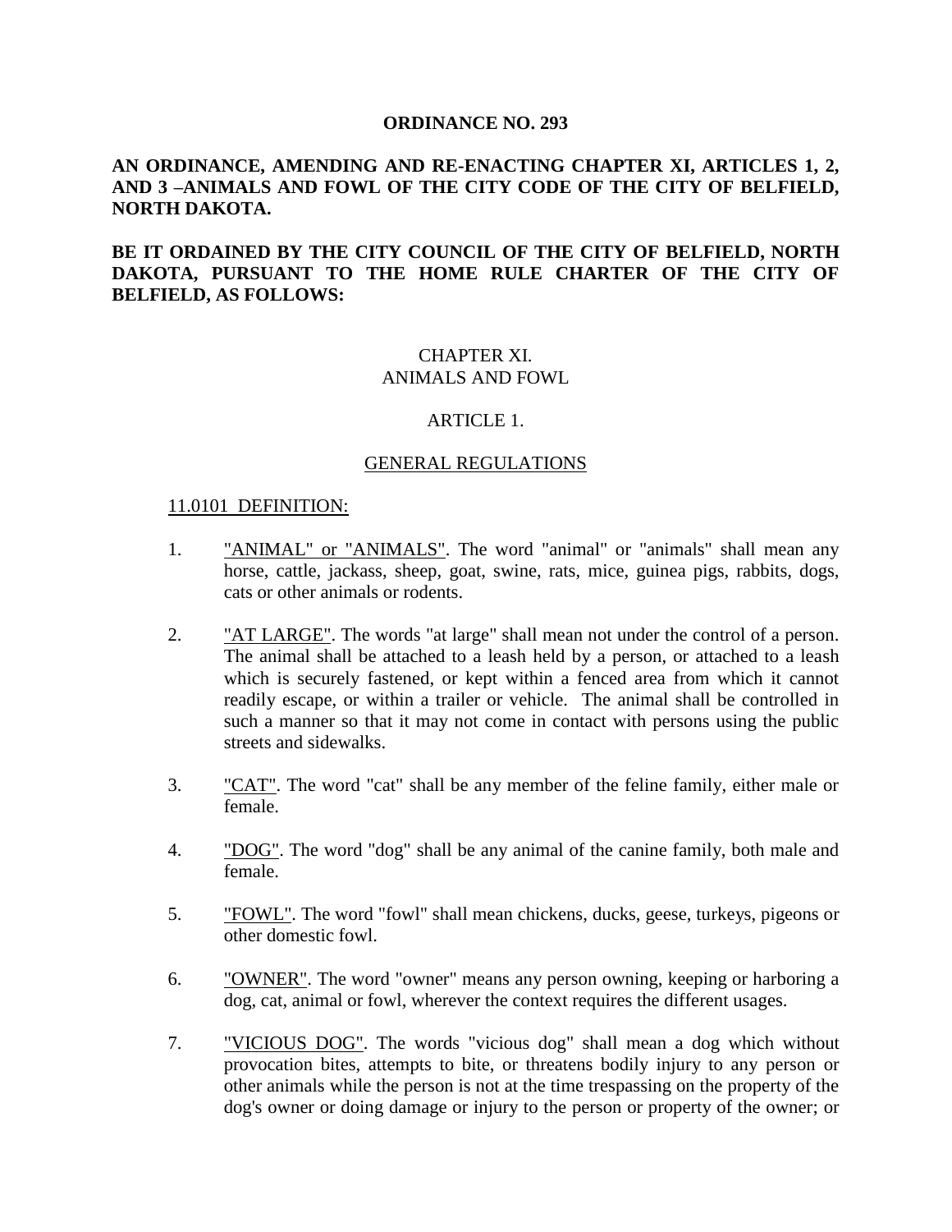**ORDINANCE NO. 293**

**AN ORDINANCE, AMENDING AND RE-ENACTING CHAPTER XI, ARTICLES 1, 2, AND 3 –ANIMALS AND FOWL OF THE CITY CODE OF THE CITY OF BELFIELD, NORTH DAKOTA.**

**BE IT ORDAINED BY THE CITY COUNCIL OF THE CITY OF BELFIELD, NORTH DAKOTA, PURSUANT TO THE HOME RULE CHARTER OF THE CITY OF BELFIELD, AS FOLLOWS:**

CHAPTER XI.
ANIMALS AND FOWL

ARTICLE 1.

GENERAL REGULATIONS

11.0101 DEFINITION:

1. "ANIMAL" or "ANIMALS". The word "animal" or "animals" shall mean any horse, cattle, jackass, sheep, goat, swine, rats, mice, guinea pigs, rabbits, dogs, cats or other animals or rodents.

2. "AT LARGE". The words "at large" shall mean not under the control of a person. The animal shall be attached to a leash held by a person, or attached to a leash which is securely fastened, or kept within a fenced area from which it cannot readily escape, or within a trailer or vehicle. The animal shall be controlled in such a manner so that it may not come in contact with persons using the public streets and sidewalks.

3. "CAT". The word "cat" shall be any member of the feline family, either male or female.

4. "DOG". The word "dog" shall be any animal of the canine family, both male and female.

5. "FOWL". The word "fowl" shall mean chickens, ducks, geese, turkeys, pigeons or other domestic fowl.

6. "OWNER". The word "owner" means any person owning, keeping or harboring a dog, cat, animal or fowl, wherever the context requires the different usages.

7. "VICIOUS DOG". The words "vicious dog" shall mean a dog which without provocation bites, attempts to bite, or threatens bodily injury to any person or other animals while the person is not at the time trespassing on the property of the dog's owner or doing damage or injury to the person or property of the owner; or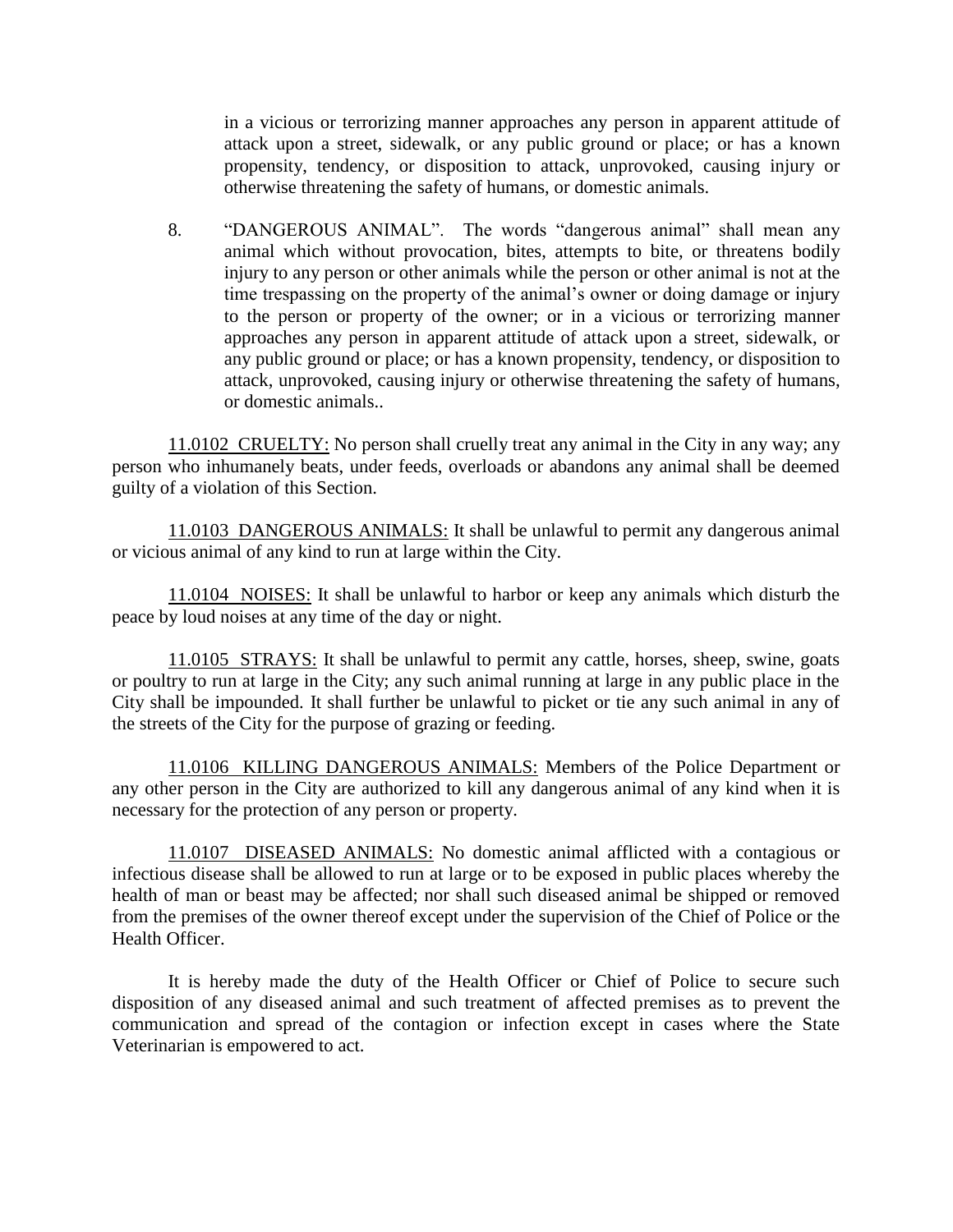in a vicious or terrorizing manner approaches any person in apparent attitude of attack upon a street, sidewalk, or any public ground or place; or has a known propensity, tendency, or disposition to attack, unprovoked, causing injury or otherwise threatening the safety of humans, or domestic animals.

8. "DANGEROUS ANIMAL". The words "dangerous animal" shall mean any animal which without provocation, bites, attempts to bite, or threatens bodily injury to any person or other animals while the person or other animal is not at the time trespassing on the property of the animal's owner or doing damage or injury to the person or property of the owner; or in a vicious or terrorizing manner approaches any person in apparent attitude of attack upon a street, sidewalk, or any public ground or place; or has a known propensity, tendency, or disposition to attack, unprovoked, causing injury or otherwise threatening the safety of humans, or domestic animals..

<u>11.0102 CRUELTY:</u> No person shall cruelly treat any animal in the City in any way; any person who inhumanely beats, under feeds, overloads or abandons any animal shall be deemed guilty of a violation of this Section.

<u>11.0103 DANGEROUS ANIMALS:</u> It shall be unlawful to permit any dangerous animal or vicious animal of any kind to run at large within the City.

<u>11.0104 NOISES:</u> It shall be unlawful to harbor or keep any animals which disturb the peace by loud noises at any time of the day or night.

<u>11.0105 STRAYS:</u> It shall be unlawful to permit any cattle, horses, sheep, swine, goats or poultry to run at large in the City; any such animal running at large in any public place in the City shall be impounded. It shall further be unlawful to picket or tie any such animal in any of the streets of the City for the purpose of grazing or feeding.

<u>11.0106 KILLING DANGEROUS ANIMALS:</u> Members of the Police Department or any other person in the City are authorized to kill any dangerous animal of any kind when it is necessary for the protection of any person or property.

<u>11.0107 DISEASED ANIMALS:</u> No domestic animal afflicted with a contagious or infectious disease shall be allowed to run at large or to be exposed in public places whereby the health of man or beast may be affected; nor shall such diseased animal be shipped or removed from the premises of the owner thereof except under the supervision of the Chief of Police or the Health Officer.

It is hereby made the duty of the Health Officer or Chief of Police to secure such disposition of any diseased animal and such treatment of affected premises as to prevent the communication and spread of the contagion or infection except in cases where the State Veterinarian is empowered to act.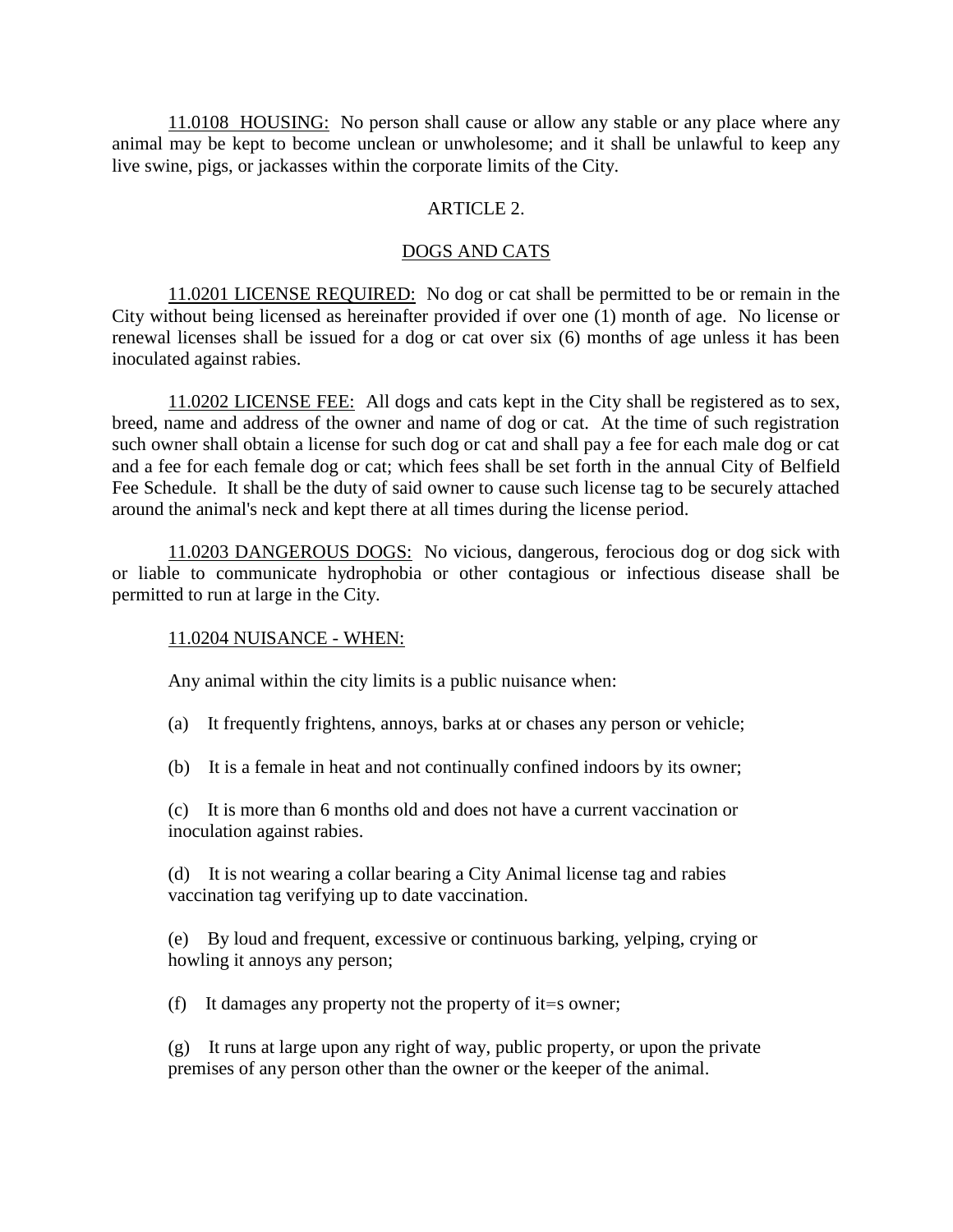11.0108 HOUSING: No person shall cause or allow any stable or any place where any animal may be kept to become unclean or unwholesome; and it shall be unlawful to keep any live swine, pigs, or jackasses within the corporate limits of the City.

## ARTICLE 2.

## DOGS AND CATS

11.0201 LICENSE REQUIRED: No dog or cat shall be permitted to be or remain in the City without being licensed as hereinafter provided if over one (1) month of age. No license or renewal licenses shall be issued for a dog or cat over six (6) months of age unless it has been inoculated against rabies.

11.0202 LICENSE FEE: All dogs and cats kept in the City shall be registered as to sex, breed, name and address of the owner and name of dog or cat. At the time of such registration such owner shall obtain a license for such dog or cat and shall pay a fee for each male dog or cat and a fee for each female dog or cat; which fees shall be set forth in the annual City of Belfield Fee Schedule. It shall be the duty of said owner to cause such license tag to be securely attached around the animal's neck and kept there at all times during the license period.

11.0203 DANGEROUS DOGS: No vicious, dangerous, ferocious dog or dog sick with or liable to communicate hydrophobia or other contagious or infectious disease shall be permitted to run at large in the City.

11.0204 NUISANCE - WHEN:

Any animal within the city limits is a public nuisance when:

(a) It frequently frightens, annoys, barks at or chases any person or vehicle;

(b) It is a female in heat and not continually confined indoors by its owner;

(c) It is more than 6 months old and does not have a current vaccination or inoculation against rabies.

(d) It is not wearing a collar bearing a City Animal license tag and rabies vaccination tag verifying up to date vaccination.

(e) By loud and frequent, excessive or continuous barking, yelping, crying or howling it annoys any person;

(f) It damages any property not the property of it=s owner;

(g) It runs at large upon any right of way, public property, or upon the private premises of any person other than the owner or the keeper of the animal.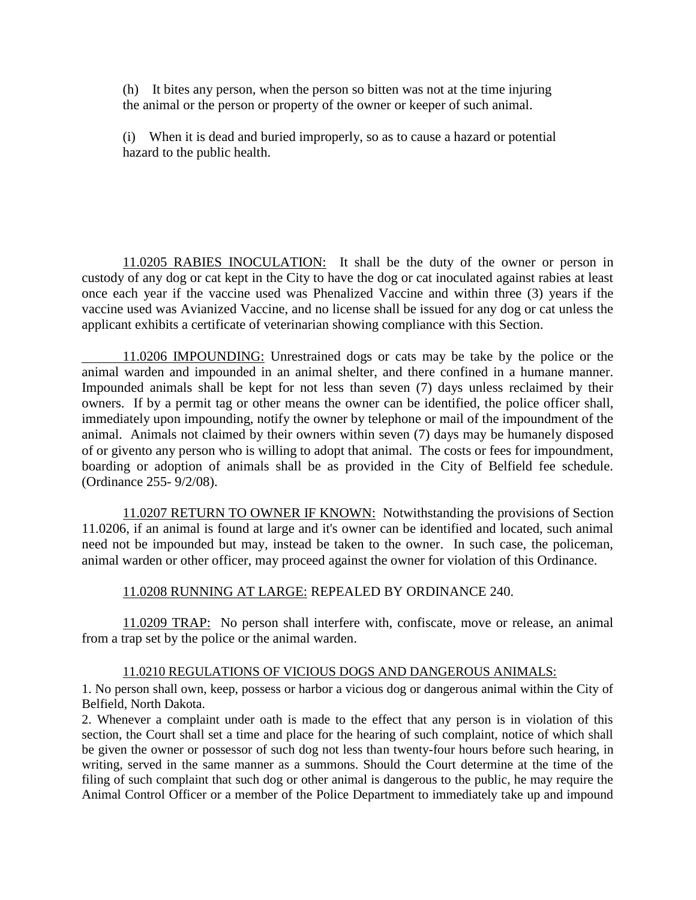(h) It bites any person, when the person so bitten was not at the time injuring the animal or the person or property of the owner or keeper of such animal.

(i) When it is dead and buried improperly, so as to cause a hazard or potential hazard to the public health.

11.0205 RABIES INOCULATION: It shall be the duty of the owner or person in custody of any dog or cat kept in the City to have the dog or cat inoculated against rabies at least once each year if the vaccine used was Phenalized Vaccine and within three (3) years if the vaccine used was Avianized Vaccine, and no license shall be issued for any dog or cat unless the applicant exhibits a certificate of veterinarian showing compliance with this Section.

11.0206 IMPOUNDING: Unrestrained dogs or cats may be take by the police or the animal warden and impounded in an animal shelter, and there confined in a humane manner. Impounded animals shall be kept for not less than seven (7) days unless reclaimed by their owners. If by a permit tag or other means the owner can be identified, the police officer shall, immediately upon impounding, notify the owner by telephone or mail of the impoundment of the animal. Animals not claimed by their owners within seven (7) days may be humanely disposed of or givento any person who is willing to adopt that animal. The costs or fees for impoundment, boarding or adoption of animals shall be as provided in the City of Belfield fee schedule. (Ordinance 255- 9/2/08).

11.0207 RETURN TO OWNER IF KNOWN: Notwithstanding the provisions of Section 11.0206, if an animal is found at large and it's owner can be identified and located, such animal need not be impounded but may, instead be taken to the owner. In such case, the policeman, animal warden or other officer, may proceed against the owner for violation of this Ordinance.

11.0208 RUNNING AT LARGE: REPEALED BY ORDINANCE 240.

11.0209 TRAP: No person shall interfere with, confiscate, move or release, an animal from a trap set by the police or the animal warden.

11.0210 REGULATIONS OF VICIOUS DOGS AND DANGEROUS ANIMALS:

1. No person shall own, keep, possess or harbor a vicious dog or dangerous animal within the City of Belfield, North Dakota.

2. Whenever a complaint under oath is made to the effect that any person is in violation of this section, the Court shall set a time and place for the hearing of such complaint, notice of which shall be given the owner or possessor of such dog not less than twenty-four hours before such hearing, in writing, served in the same manner as a summons. Should the Court determine at the time of the filing of such complaint that such dog or other animal is dangerous to the public, he may require the Animal Control Officer or a member of the Police Department to immediately take up and impound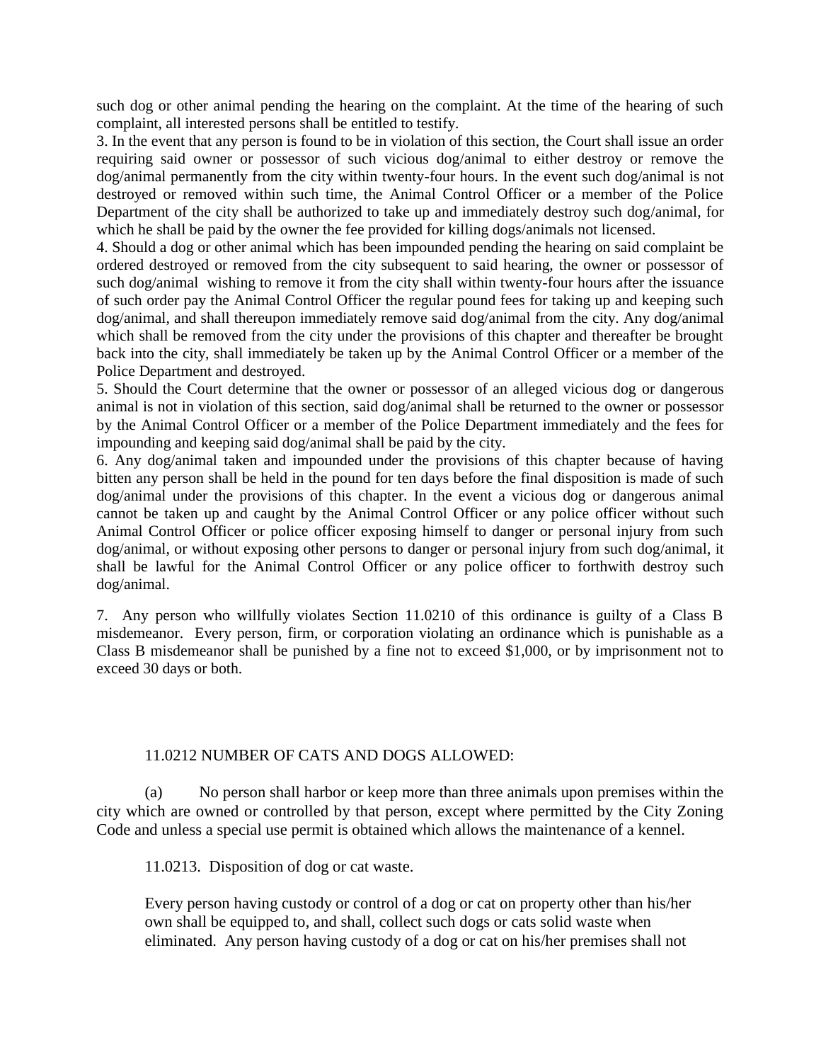such dog or other animal pending the hearing on the complaint. At the time of the hearing of such complaint, all interested persons shall be entitled to testify.

3. In the event that any person is found to be in violation of this section, the Court shall issue an order requiring said owner or possessor of such vicious dog/animal to either destroy or remove the dog/animal permanently from the city within twenty-four hours. In the event such dog/animal is not destroyed or removed within such time, the Animal Control Officer or a member of the Police Department of the city shall be authorized to take up and immediately destroy such dog/animal, for which he shall be paid by the owner the fee provided for killing dogs/animals not licensed.

4. Should a dog or other animal which has been impounded pending the hearing on said complaint be ordered destroyed or removed from the city subsequent to said hearing, the owner or possessor of such dog/animal wishing to remove it from the city shall within twenty-four hours after the issuance of such order pay the Animal Control Officer the regular pound fees for taking up and keeping such dog/animal, and shall thereupon immediately remove said dog/animal from the city. Any dog/animal which shall be removed from the city under the provisions of this chapter and thereafter be brought back into the city, shall immediately be taken up by the Animal Control Officer or a member of the Police Department and destroyed.

5. Should the Court determine that the owner or possessor of an alleged vicious dog or dangerous animal is not in violation of this section, said dog/animal shall be returned to the owner or possessor by the Animal Control Officer or a member of the Police Department immediately and the fees for impounding and keeping said dog/animal shall be paid by the city.

6. Any dog/animal taken and impounded under the provisions of this chapter because of having bitten any person shall be held in the pound for ten days before the final disposition is made of such dog/animal under the provisions of this chapter. In the event a vicious dog or dangerous animal cannot be taken up and caught by the Animal Control Officer or any police officer without such Animal Control Officer or police officer exposing himself to danger or personal injury from such dog/animal, or without exposing other persons to danger or personal injury from such dog/animal, it shall be lawful for the Animal Control Officer or any police officer to forthwith destroy such dog/animal.

7. Any person who willfully violates Section 11.0210 of this ordinance is guilty of a Class B misdemeanor. Every person, firm, or corporation violating an ordinance which is punishable as a Class B misdemeanor shall be punished by a fine not to exceed $1,000, or by imprisonment not to exceed 30 days or both.

11.0212 NUMBER OF CATS AND DOGS ALLOWED:

(a) No person shall harbor or keep more than three animals upon premises within the city which are owned or controlled by that person, except where permitted by the City Zoning Code and unless a special use permit is obtained which allows the maintenance of a kennel.

11.0213. Disposition of dog or cat waste.

Every person having custody or control of a dog or cat on property other than his/her own shall be equipped to, and shall, collect such dogs or cats solid waste when eliminated. Any person having custody of a dog or cat on his/her premises shall not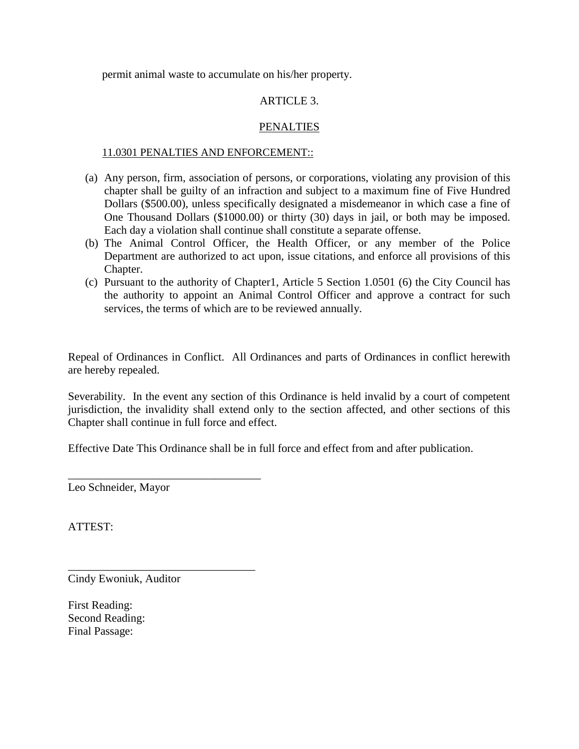permit animal waste to accumulate on his/her property.

## ARTICLE 3.

## PENALTIES

11.0301 PENALTIES AND ENFORCEMENT::

(a) Any person, firm, association of persons, or corporations, violating any provision of this chapter shall be guilty of an infraction and subject to a maximum fine of Five Hundred Dollars ($500.00), unless specifically designated a misdemeanor in which case a fine of One Thousand Dollars ($1000.00) or thirty (30) days in jail, or both may be imposed. Each day a violation shall continue shall constitute a separate offense.

(b) The Animal Control Officer, the Health Officer, or any member of the Police Department are authorized to act upon, issue citations, and enforce all provisions of this Chapter.

(c) Pursuant to the authority of Chapter1, Article 5 Section 1.0501 (6) the City Council has the authority to appoint an Animal Control Officer and approve a contract for such services, the terms of which are to be reviewed annually.

Repeal of Ordinances in Conflict. All Ordinances and parts of Ordinances in conflict herewith are hereby repealed.

Severability. In the event any section of this Ordinance is held invalid by a court of competent jurisdiction, the invalidity shall extend only to the section affected, and other sections of this Chapter shall continue in full force and effect.

Effective Date This Ordinance shall be in full force and effect from and after publication.

___________________________________
Leo Schneider, Mayor

ATTEST:

___________________________________
Cindy Ewoniuk, Auditor

First Reading:
Second Reading:
Final Passage: